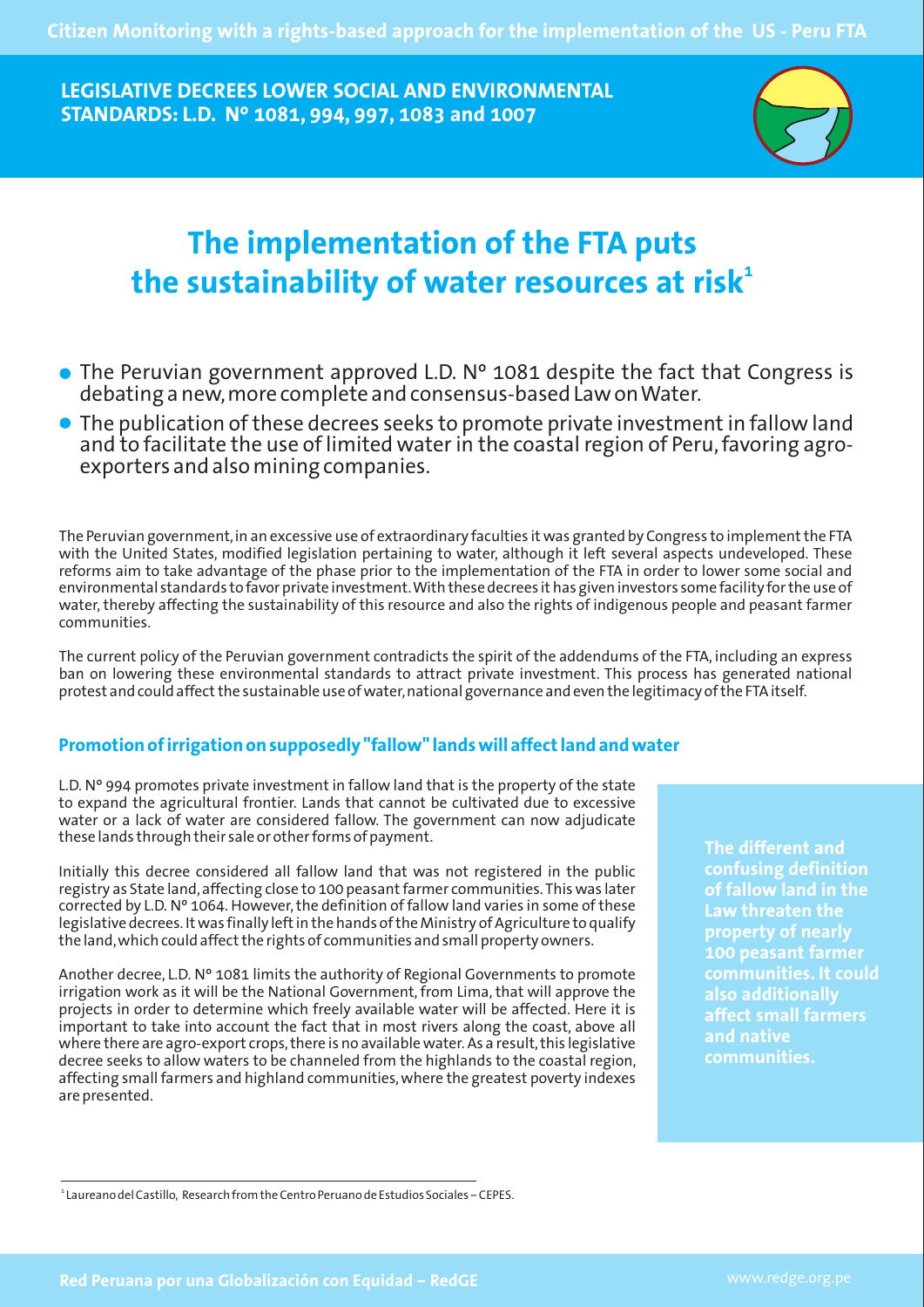Citizen Monitoring with a rights-based approach for the implementation of the US - Peru FTA

**LEGISLATIVE DECREES LOWER SOCIAL AND ENVIRONMENTAL STANDARDS: L.D. Nº 1081, 994, 997, 1083 and 1007**

# The implementation of the FTA puts the sustainability of water resources at risk[1]

- The Peruvian government approved L.D. Nº 1081 despite the fact that Congress is debating a new, more complete and consensus-based Law on Water.
- The publication of these decrees seeks to promote private investment in fallow land and to facilitate the use of limited water in the coastal region of Peru, favoring agro-exporters and also mining companies.

The Peruvian government, in an excessive use of extraordinary faculties it was granted by Congress to implement the FTA with the United States, modified legislation pertaining to water, although it left several aspects undeveloped. These reforms aim to take advantage of the phase prior to the implementation of the FTA in order to lower some social and environmental standards to favor private investment. With these decrees it has given investors some facility for the use of water, thereby affecting the sustainability of this resource and also the rights of indigenous people and peasant farmer communities.

The current policy of the Peruvian government contradicts the spirit of the addendums of the FTA, including an express ban on lowering these environmental standards to attract private investment. This process has generated national protest and could affect the sustainable use of water, national governance and even the legitimacy of the FTA itself.

## Promotion of irrigation on supposedly "fallow" lands will affect land and water

L.D. Nº 994 promotes private investment in fallow land that is the property of the state to expand the agricultural frontier. Lands that cannot be cultivated due to excessive water or a lack of water are considered fallow. The government can now adjudicate these lands through their sale or other forms of payment.

Initially this decree considered all fallow land that was not registered in the public registry as State land, affecting close to 100 peasant farmer communities. This was later corrected by L.D. Nº 1064. However, the definition of fallow land varies in some of these legislative decrees. It was finally left in the hands of the Ministry of Agriculture to qualify the land, which could affect the rights of communities and small property owners.

Another decree, L.D. Nº 1081 limits the authority of Regional Governments to promote irrigation work as it will be the National Government, from Lima, that will approve the projects in order to determine which freely available water will be affected. Here it is important to take into account the fact that in most rivers along the coast, above all where there are agro-export crops, there is no available water. As a result, this legislative decree seeks to allow waters to be channeled from the highlands to the coastal region, affecting small farmers and highland communities, where the greatest poverty indexes are presented.

**The different and confusing definition of fallow land in the Law threaten the property of nearly 100 peasant farmer communities. It could also additionally affect small farmers and native communities.**

[1] Laureano del Castillo, Research from the Centro Peruano de Estudios Sociales – CEPES.

Red Peruana por una Globalización con Equidad – RedGE www.redge.org.pe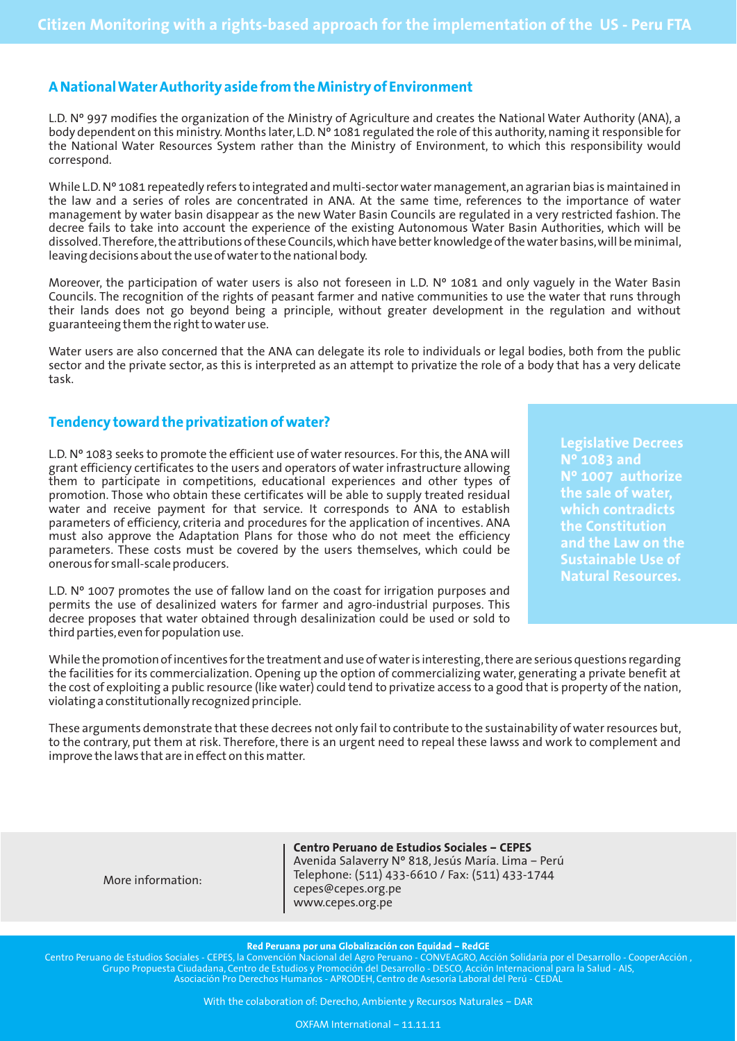## A National Water Authority aside from the Ministry of Environment

L.D. Nº 997 modifies the organization of the Ministry of Agriculture and creates the National Water Authority (ANA), a body dependent on this ministry. Months later, L.D. Nº 1081 regulated the role of this authority, naming it responsible for the National Water Resources System rather than the Ministry of Environment, to which this responsibility would correspond.

While L.D. Nº 1081 repeatedly refers to integrated and multi-sector water management, an agrarian bias is maintained in the law and a series of roles are concentrated in ANA. At the same time, references to the importance of water management by water basin disappear as the new Water Basin Councils are regulated in a very restricted fashion. The decree fails to take into account the experience of the existing Autonomous Water Basin Authorities, which will be dissolved. Therefore, the attributions of these Councils, which have better knowledge of the water basins, will be minimal, leaving decisions about the use of water to the national body.

Moreover, the participation of water users is also not foreseen in L.D. Nº 1081 and only vaguely in the Water Basin Councils. The recognition of the rights of peasant farmer and native communities to use the water that runs through their lands does not go beyond being a principle, without greater development in the regulation and without guaranteeing them the right to water use.

Water users are also concerned that the ANA can delegate its role to individuals or legal bodies, both from the public sector and the private sector, as this is interpreted as an attempt to privatize the role of a body that has a very delicate task.

## Tendency toward the privatization of water?

L.D. Nº 1083 seeks to promote the efficient use of water resources. For this, the ANA will grant efficiency certificates to the users and operators of water infrastructure allowing them to participate in competitions, educational experiences and other types of promotion. Those who obtain these certificates will be able to supply treated residual water and receive payment for that service. It corresponds to ANA to establish parameters of efficiency, criteria and procedures for the application of incentives. ANA must also approve the Adaptation Plans for those who do not meet the efficiency parameters. These costs must be covered by the users themselves, which could be onerous for small-scale producers.

L.D. Nº 1007 promotes the use of fallow land on the coast for irrigation purposes and permits the use of desalinized waters for farmer and agro-industrial purposes. This decree proposes that water obtained through desalinization could be used or sold to third parties, even for population use.

**Legislative Decrees Nº 1083 and Nº 1007 authorize the sale of water, which contradicts the Constitution and the Law on the Sustainable Use of Natural Resources.**

While the promotion of incentives for the treatment and use of water is interesting, there are serious questions regarding the facilities for its commercialization. Opening up the option of commercializing water, generating a private benefit at the cost of exploiting a public resource (like water) could tend to privatize access to a good that is property of the nation, violating a constitutionally recognized principle.

These arguments demonstrate that these decrees not only fail to contribute to the sustainability of water resources but, to the contrary, put them at risk. Therefore, there is an urgent need to repeal these lawss and work to complement and improve the laws that are in effect on this matter.

More information:

**Centro Peruano de Estudios Sociales – CEPES**
Avenida Salaverry Nº 818, Jesús María. Lima – Perú
Telephone: (511) 433-6610 / Fax: (511) 433-1744
cepes@cepes.org.pe
www.cepes.org.pe

**Red Peruana por una Globalización con Equidad – RedGE**
Centro Peruano de Estudios Sociales - CEPES, la Convención Nacional del Agro Peruano - CONVEAGRO, Acción Solidaria por el Desarrollo - CooperAcción, Grupo Propuesta Ciudadana, Centro de Estudios y Promoción del Desarrollo - DESCO, Acción Internacional para la Salud - AIS, Asociación Pro Derechos Humanos - APRODEH, Centro de Asesoría Laboral del Perú - CEDAL

With the colaboration of: Derecho, Ambiente y Recursos Naturales – DAR

OXFAM International – 11.11.11